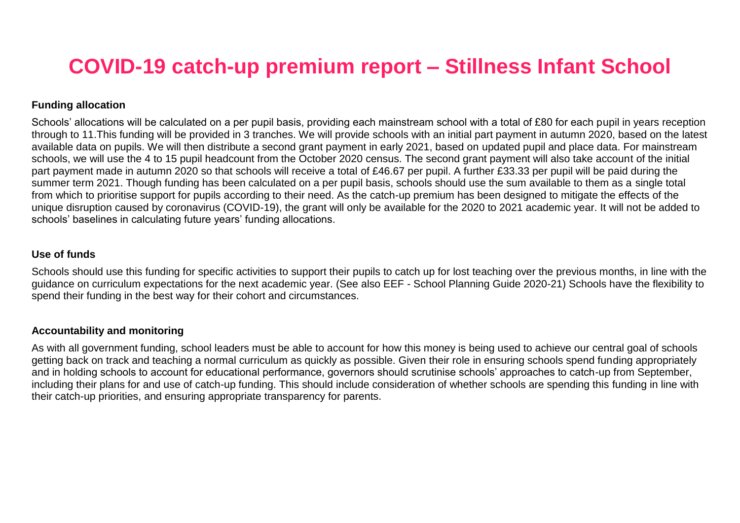# COVID-19 catch-up premium report – Stillness Infant School

### Funding allocation

Schools' allocations will be calculated on a per pupil basis, providing each mainstream school with a total of £80 for each pupil in years reception through to 11.This funding will be provided in 3 tranches. We will provide schools with an initial part payment in autumn 2020, based on the latest available data on pupils. We will then distribute a second grant payment in early 2021, based on updated pupil and place data. For mainstream schools, we will use the 4 to 15 pupil headcount from the October 2020 census. The second grant payment will also take account of the initial part payment made in autumn 2020 so that schools will receive a total of £46.67 per pupil. A further £33.33 per pupil will be paid during the summer term 2021. Though funding has been calculated on a per pupil basis, schools should use the sum available to them as a single total from which to prioritise support for pupils according to their need. As the catch-up premium has been designed to mitigate the effects of the unique disruption caused by coronavirus (COVID-19), the grant will only be available for the 2020 to 2021 academic year. It will not be added to schools' baselines in calculating future years' funding allocations.

### Use of funds

Schools should use this funding for specific activities to support their pupils to catch up for lost teaching over the previous months, in line with the guidance on curriculum expectations for the next academic year. (See also EEF - School Planning Guide 2020-21) Schools have the flexibility to spend their funding in the best way for their cohort and circumstances.

### Accountability and monitoring

As with all government funding, school leaders must be able to account for how this money is being used to achieve our central goal of schools getting back on track and teaching a normal curriculum as quickly as possible. Given their role in ensuring schools spend funding appropriately and in holding schools to account for educational performance, governors should scrutinise schools' approaches to catch-up from September, including their plans for and use of catch-up funding. This should include consideration of whether schools are spending this funding in line with their catch-up priorities, and ensuring appropriate transparency for parents.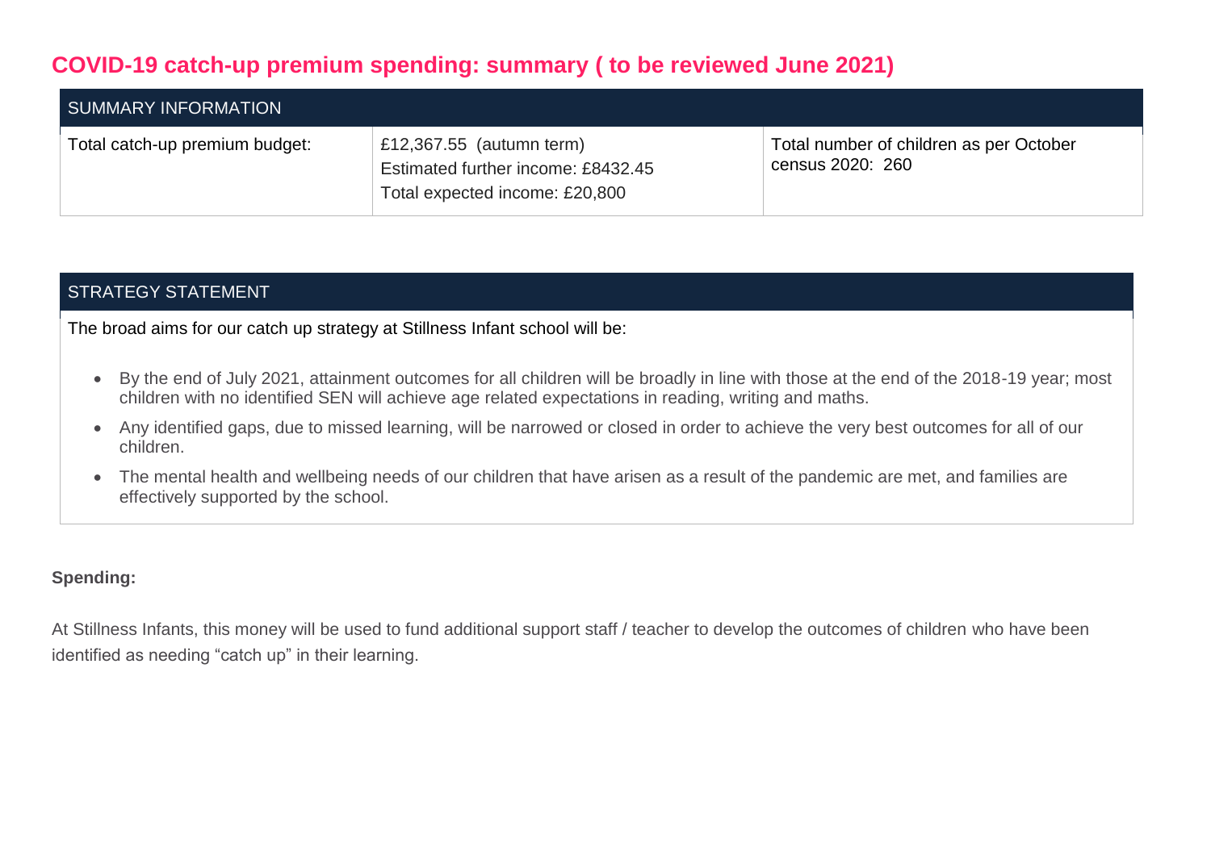## COVID-19 catch-up premium spending: summary ( to be reviewed June 2021)

| SUMMARY INFORMATION | | |
|---|---|---|
| Total catch-up premium budget: | £12,367.55 (autumn term)<br>Estimated further income: £8432.45<br>Total expected income: £20,800 | Total number of children as per October census 2020: 260 |

| STRATEGY STATEMENT |
|---|
| The broad aims for our catch up strategy at Stillness Infant school will be:<br>• By the end of July 2021, attainment outcomes for all children will be broadly in line with those at the end of the 2018-19 year; most children with no identified SEN will achieve age related expectations in reading, writing and maths.<br>• Any identified gaps, due to missed learning, will be narrowed or closed in order to achieve the very best outcomes for all of our children.<br>• The mental health and wellbeing needs of our children that have arisen as a result of the pandemic are met, and families are effectively supported by the school. |

**Spending:**

At Stillness Infants, this money will be used to fund additional support staff / teacher to develop the outcomes of children who have been identified as needing "catch up" in their learning.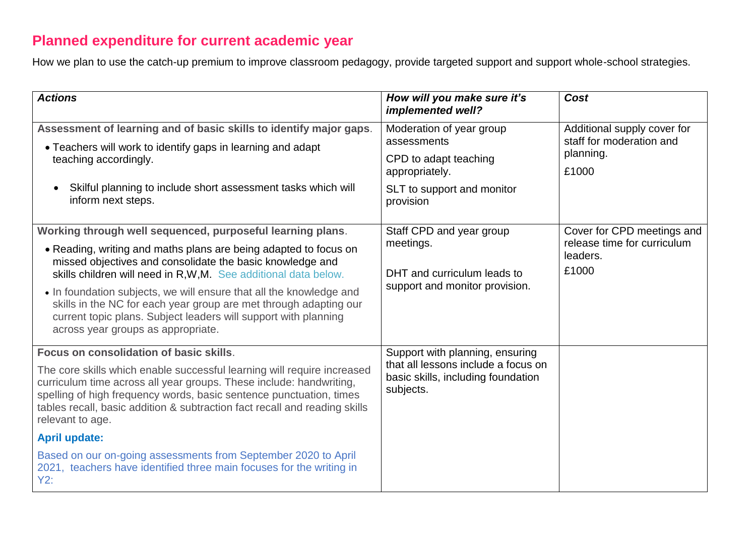## Planned expenditure for current academic year

How we plan to use the catch-up premium to improve classroom pedagogy, provide targeted support and support whole-school strategies.

| *Actions* | *How will you make sure it's implemented well?* | *Cost* |
|---|---|---|
| **Assessment of learning and of basic skills to identify major gaps**.<br>• Teachers will work to identify gaps in learning and adapt teaching accordingly.<br>• Skilful planning to include short assessment tasks which will inform next steps. | Moderation of year group assessments<br>CPD to adapt teaching appropriately.<br>SLT to support and monitor provision | Additional supply cover for staff for moderation and planning.<br>£1000 |
| **Working through well sequenced, purposeful learning plans**.<br>• Reading, writing and maths plans are being adapted to focus on missed objectives and consolidate the basic knowledge and skills children will need in R,W,M. See additional data below.<br>• In foundation subjects, we will ensure that all the knowledge and skills in the NC for each year group are met through adapting our current topic plans. Subject leaders will support with planning across year groups as appropriate. | Staff CPD and year group meetings.<br>DHT and curriculum leads to support and monitor provision. | Cover for CPD meetings and release time for curriculum leaders.<br>£1000 |
| **Focus on consolidation of basic skills**.<br>The core skills which enable successful learning will require increased curriculum time across all year groups. These include: handwriting, spelling of high frequency words, basic sentence punctuation, times tables recall, basic addition & subtraction fact recall and reading skills relevant to age.<br>**April update:**<br>Based on our on-going assessments from September 2020 to April 2021, teachers have identified three main focuses for the writing in Y2: | Support with planning, ensuring that all lessons include a focus on basic skills, including foundation subjects. | |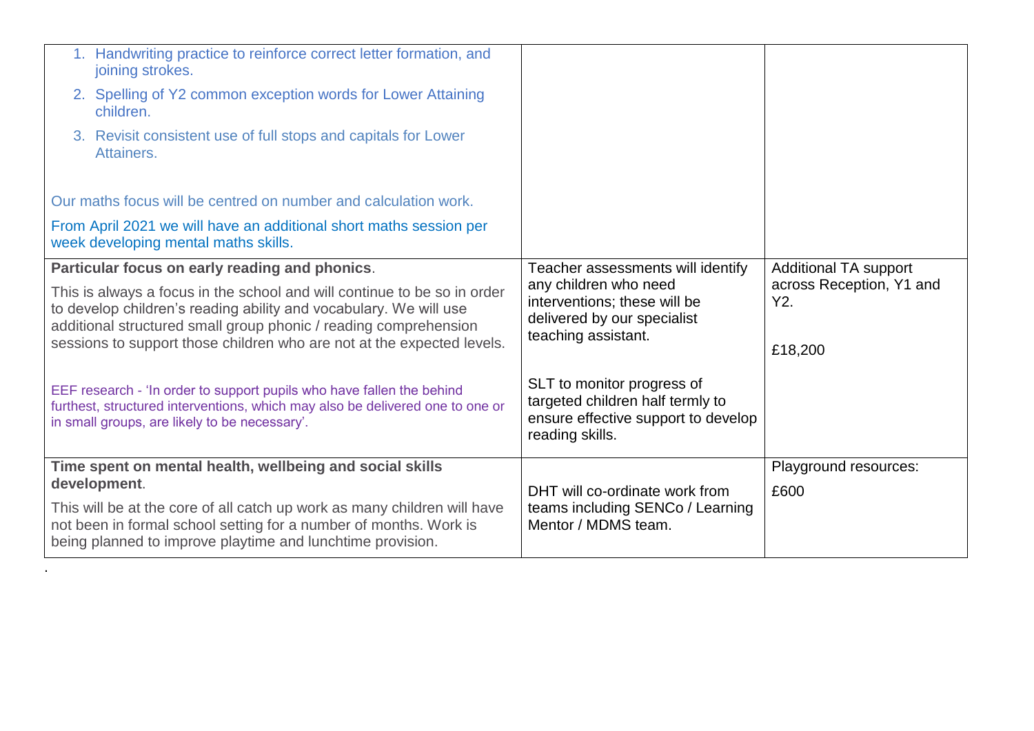| | | |
|---|---|---|
| 1. Handwriting practice to reinforce correct letter formation, and joining strokes.<br>2. Spelling of Y2 common exception words for Lower Attaining children.<br>3. Revisit consistent use of full stops and capitals for Lower Attainers.<br><br>Our maths focus will be centred on number and calculation work.<br><br>From April 2021 we will have an additional short maths session per week developing mental maths skills. | | |
| **Particular focus on early reading and phonics**.<br><br>This is always a focus in the school and will continue to be so in order to develop children's reading ability and vocabulary. We will use additional structured small group phonic / reading comprehension sessions to support those children who are not at the expected levels.<br><br>EEF research - 'In order to support pupils who have fallen the behind furthest, structured interventions, which may also be delivered one to one or in small groups, are likely to be necessary'. | Teacher assessments will identify any children who need interventions; these will be delivered by our specialist teaching assistant.<br><br>SLT to monitor progress of targeted children half termly to ensure effective support to develop reading skills. | Additional TA support across Reception, Y1 and Y2.<br><br>£18,200 |
| **Time spent on mental health, wellbeing and social skills development**.<br><br>This will be at the core of all catch up work as many children will have not been in formal school setting for a number of months. Work is being planned to improve playtime and lunchtime provision. | DHT will co-ordinate work from teams including SENCo / Learning Mentor / MDMS team. | Playground resources:<br><br>£600 |

.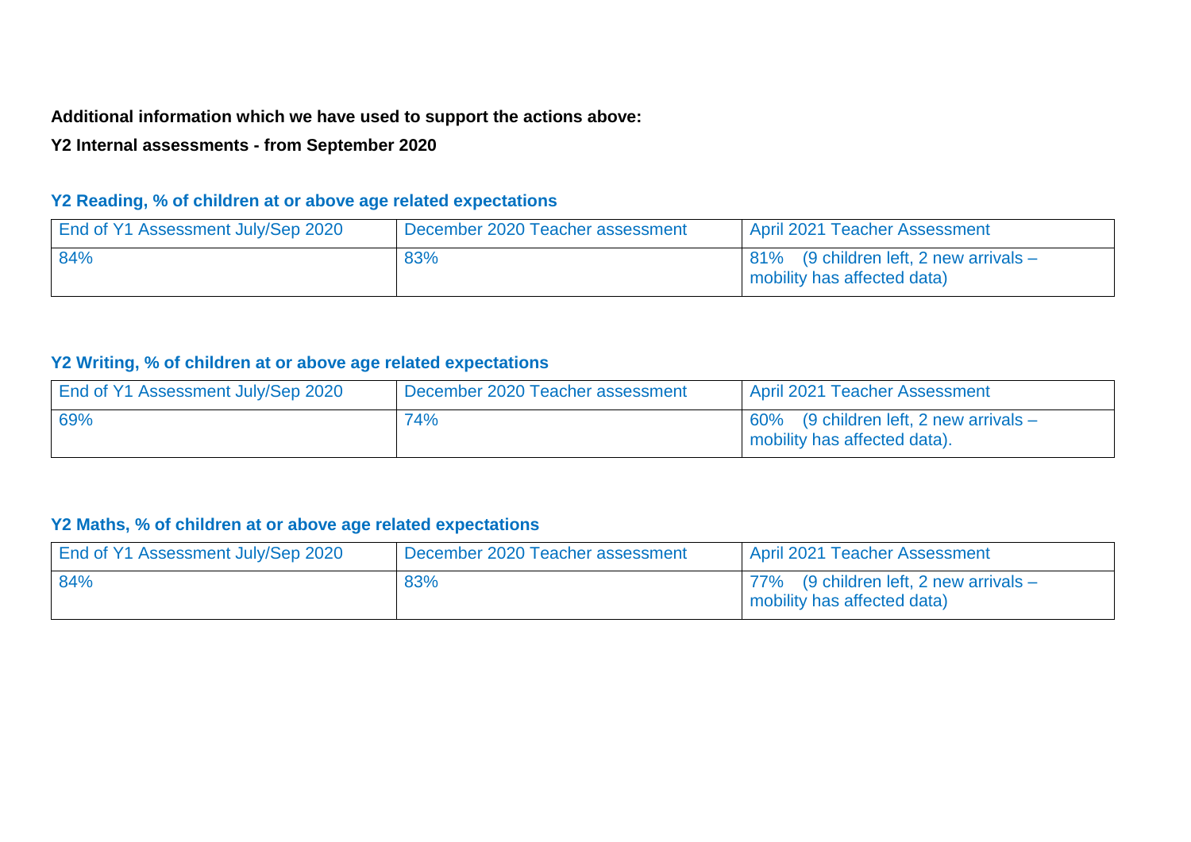**Additional information which we have used to support the actions above:**

**Y2 Internal assessments - from September 2020**

### Y2 Reading, % of children at or above age related expectations

| End of Y1 Assessment July/Sep 2020 | December 2020 Teacher assessment | April 2021 Teacher Assessment |
|---|---|---|
| 84% | 83% | 81% (9 children left, 2 new arrivals – mobility has affected data) |

### Y2 Writing, % of children at or above age related expectations

| End of Y1 Assessment July/Sep 2020 | December 2020 Teacher assessment | April 2021 Teacher Assessment |
|---|---|---|
| 69% | 74% | 60% (9 children left, 2 new arrivals – mobility has affected data). |

### Y2 Maths, % of children at or above age related expectations

| End of Y1 Assessment July/Sep 2020 | December 2020 Teacher assessment | April 2021 Teacher Assessment |
|---|---|---|
| 84% | 83% | 77% (9 children left, 2 new arrivals – mobility has affected data) |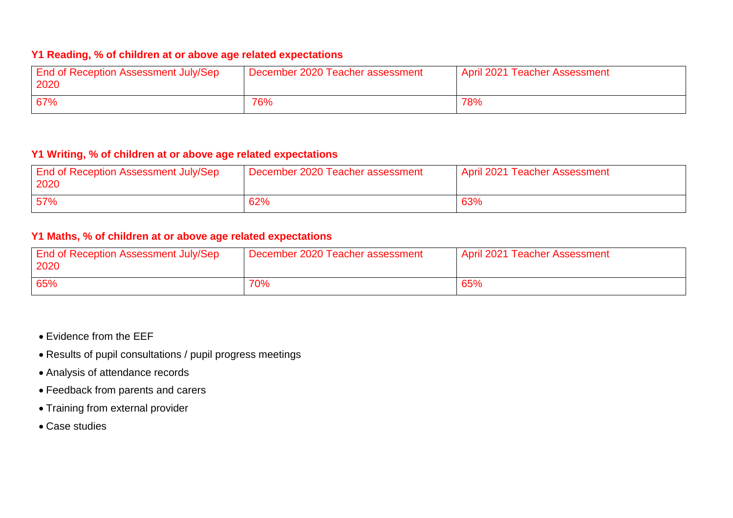**Y1 Reading, % of children at or above age related expectations**

| End of Reception Assessment July/Sep 2020 | December 2020 Teacher assessment | April 2021 Teacher Assessment |
|---|---|---|
| 67% | 76% | 78% |

**Y1 Writing, % of children at or above age related expectations**

| End of Reception Assessment July/Sep 2020 | December 2020 Teacher assessment | April 2021 Teacher Assessment |
|---|---|---|
| 57% | 62% | 63% |

**Y1 Maths, % of children at or above age related expectations**

| End of Reception Assessment July/Sep 2020 | December 2020 Teacher assessment | April 2021 Teacher Assessment |
|---|---|---|
| 65% | 70% | 65% |

- Evidence from the EEF
- Results of pupil consultations / pupil progress meetings
- Analysis of attendance records
- Feedback from parents and carers
- Training from external provider
- Case studies